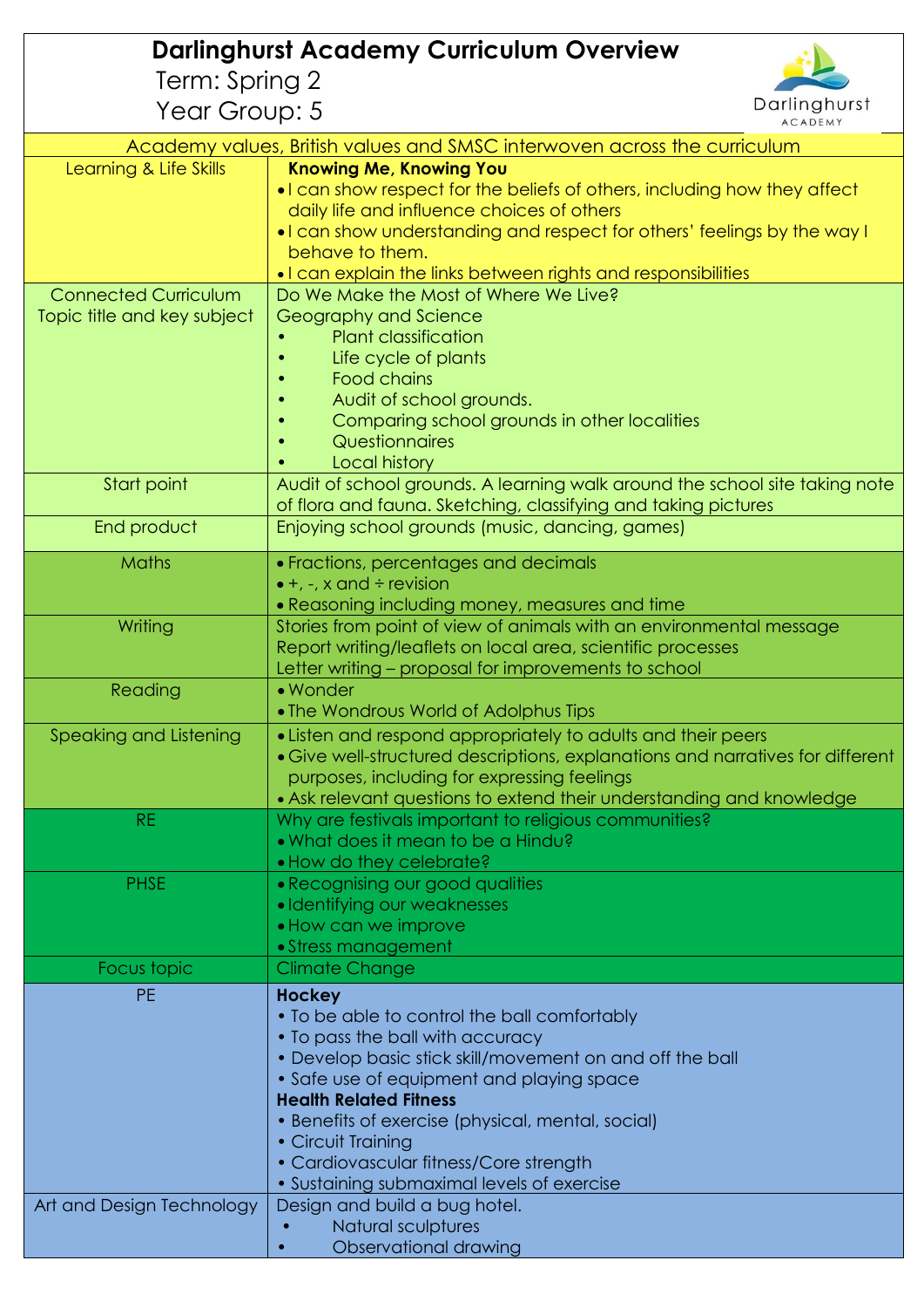# Darlinghurst Academy Curriculum Overview

Term: Spring 2

Year Group: 5

| Academy values, British values and SMSC interwoven across the curriculum | |
|---|---|
| Learning & Life Skills | **Knowing Me, Knowing You**<br>• I can show respect for the beliefs of others, including how they affect daily life and influence choices of others<br>• I can show understanding and respect for others' feelings by the way I behave to them.<br>• I can explain the links between rights and responsibilities |
| Connected Curriculum Topic title and key subject | Do We Make the Most of Where We Live?<br>Geography and Science<br>• Plant classification<br>• Life cycle of plants<br>• Food chains<br>• Audit of school grounds.<br>• Comparing school grounds in other localities<br>• Questionnaires<br>• Local history |
| Start point | Audit of school grounds. A learning walk around the school site taking note of flora and fauna. Sketching, classifying and taking pictures |
| End product | Enjoying school grounds (music, dancing, games) |
| Maths | • Fractions, percentages and decimals<br>• +, -, x and ÷ revision<br>• Reasoning including money, measures and time |
| Writing | Stories from point of view of animals with an environmental message<br>Report writing/leaflets on local area, scientific processes<br>Letter writing – proposal for improvements to school |
| Reading | • Wonder<br>• The Wondrous World of Adolphus Tips |
| Speaking and Listening | • Listen and respond appropriately to adults and their peers<br>• Give well-structured descriptions, explanations and narratives for different purposes, including for expressing feelings<br>• Ask relevant questions to extend their understanding and knowledge |
| RE | Why are festivals important to religious communities?<br>• What does it mean to be a Hindu?<br>• How do they celebrate? |
| PHSE | • Recognising our good qualities<br>• Identifying our weaknesses<br>• How can we improve<br>• Stress management |
| Focus topic | Climate Change |
| PE | **Hockey**<br>• To be able to control the ball comfortably<br>• To pass the ball with accuracy<br>• Develop basic stick skill/movement on and off the ball<br>• Safe use of equipment and playing space<br>**Health Related Fitness**<br>• Benefits of exercise (physical, mental, social)<br>• Circuit Training<br>• Cardiovascular fitness/Core strength<br>• Sustaining submaximal levels of exercise |
| Art and Design Technology | Design and build a bug hotel.<br>• Natural sculptures<br>• Observational drawing |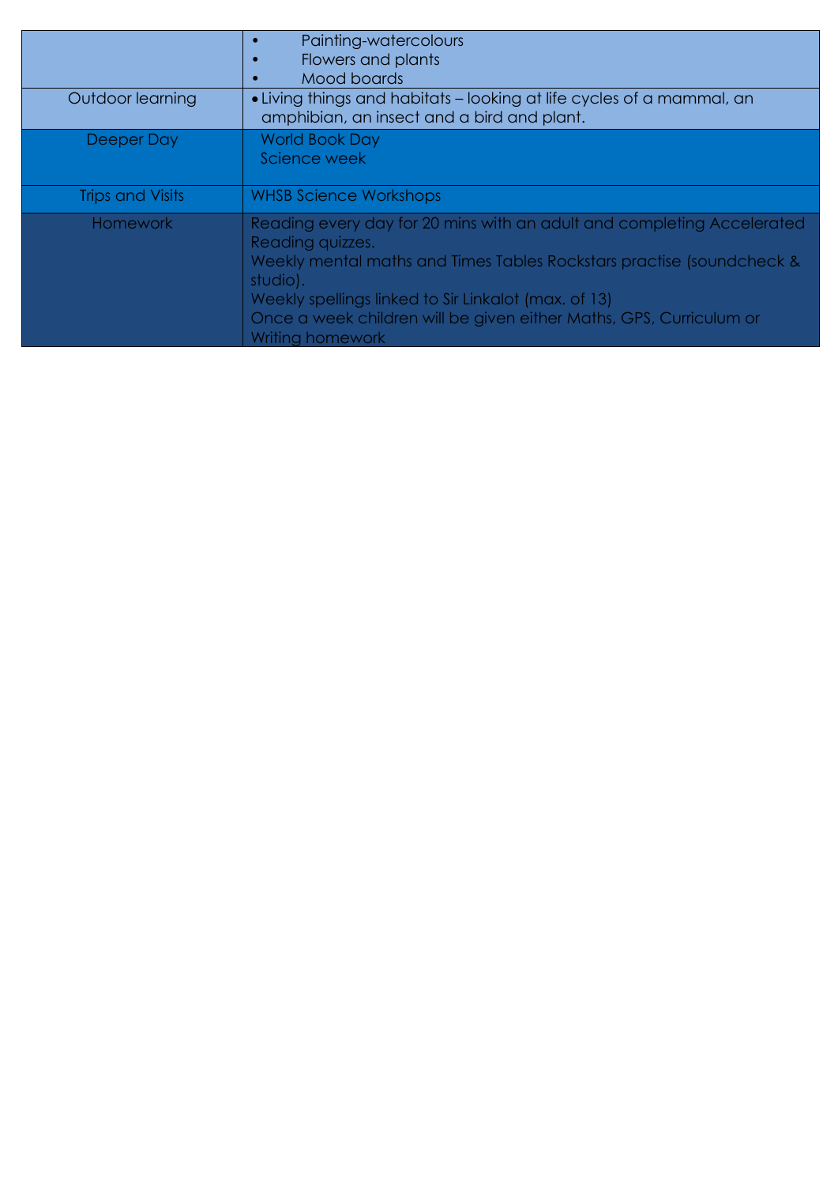| | |
|---|---|
| | • Painting-watercolours<br>• Flowers and plants<br>• Mood boards |
| Outdoor learning | • Living things and habitats – looking at life cycles of a mammal, an amphibian, an insect and a bird and plant. |
| Deeper Day | World Book Day<br>Science week |
| Trips and Visits | WHSB Science Workshops |
| Homework | Reading every day for 20 mins with an adult and completing Accelerated Reading quizzes.<br>Weekly mental maths and Times Tables Rockstars practise (soundcheck & studio).<br>Weekly spellings linked to Sir Linkalot (max. of 13)<br>Once a week children will be given either Maths, GPS, Curriculum or Writing homework |